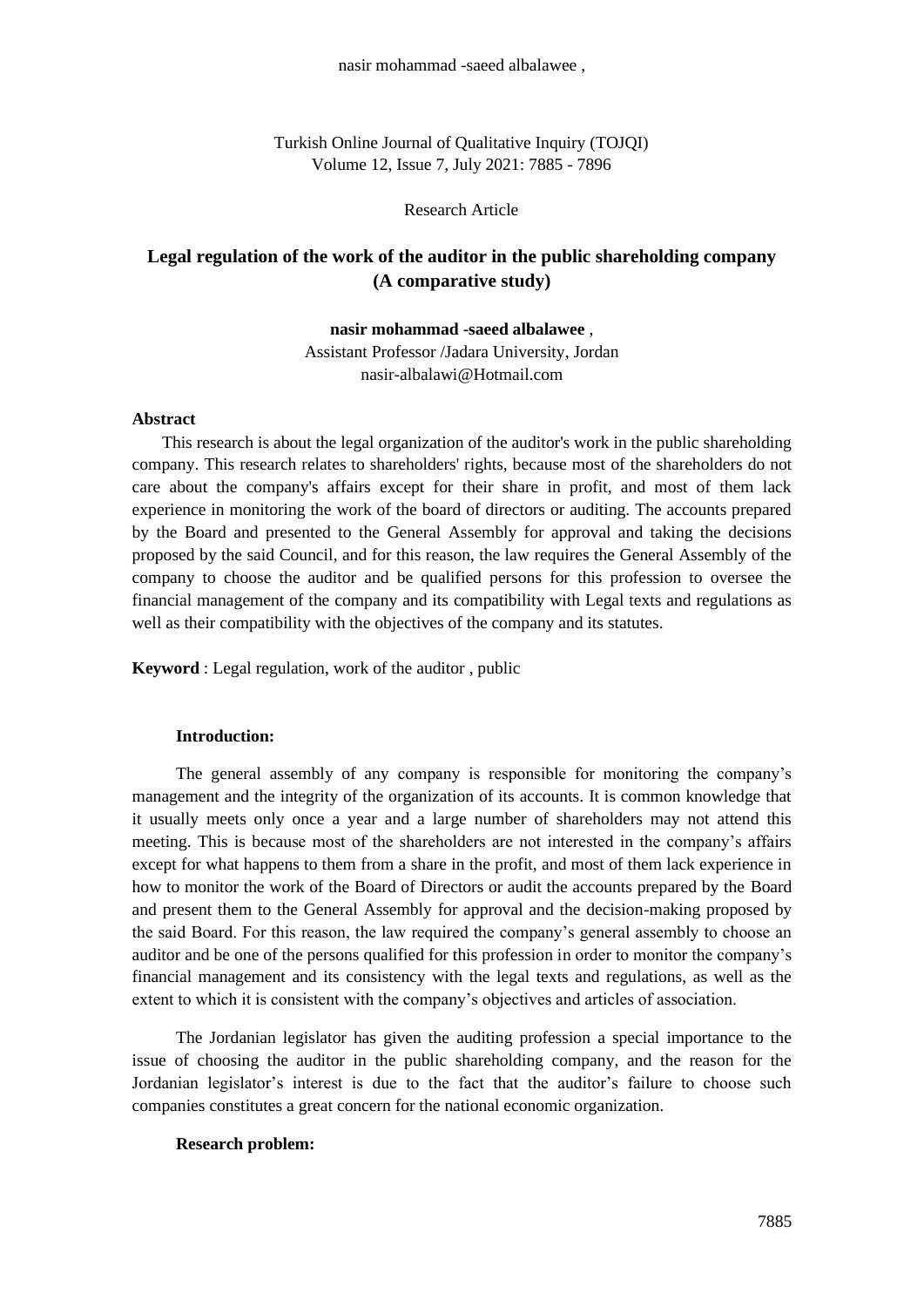Research Article

# Legal regulation of the work of the auditor in the public shareholding company (A comparative study)

**nasir mohammad -saeed albalawee** ,
Assistant Professor /Jadara University, Jordan
nasir-albalawi@Hotmail.com

### Abstract

This research is about the legal organization of the auditor's work in the public shareholding company. This research relates to shareholders' rights, because most of the shareholders do not care about the company's affairs except for their share in profit, and most of them lack experience in monitoring the work of the board of directors or auditing. The accounts prepared by the Board and presented to the General Assembly for approval and taking the decisions proposed by the said Council, and for this reason, the law requires the General Assembly of the company to choose the auditor and be qualified persons for this profession to oversee the financial management of the company and its compatibility with Legal texts and regulations as well as their compatibility with the objectives of the company and its statutes.

**Keyword** : Legal regulation, work of the auditor , public

### Introduction:

The general assembly of any company is responsible for monitoring the company's management and the integrity of the organization of its accounts. It is common knowledge that it usually meets only once a year and a large number of shareholders may not attend this meeting. This is because most of the shareholders are not interested in the company's affairs except for what happens to them from a share in the profit, and most of them lack experience in how to monitor the work of the Board of Directors or audit the accounts prepared by the Board and present them to the General Assembly for approval and the decision-making proposed by the said Board. For this reason, the law required the company's general assembly to choose an auditor and be one of the persons qualified for this profession in order to monitor the company's financial management and its consistency with the legal texts and regulations, as well as the extent to which it is consistent with the company's objectives and articles of association.

The Jordanian legislator has given the auditing profession a special importance to the issue of choosing the auditor in the public shareholding company, and the reason for the Jordanian legislator's interest is due to the fact that the auditor's failure to choose such companies constitutes a great concern for the national economic organization.

### Research problem: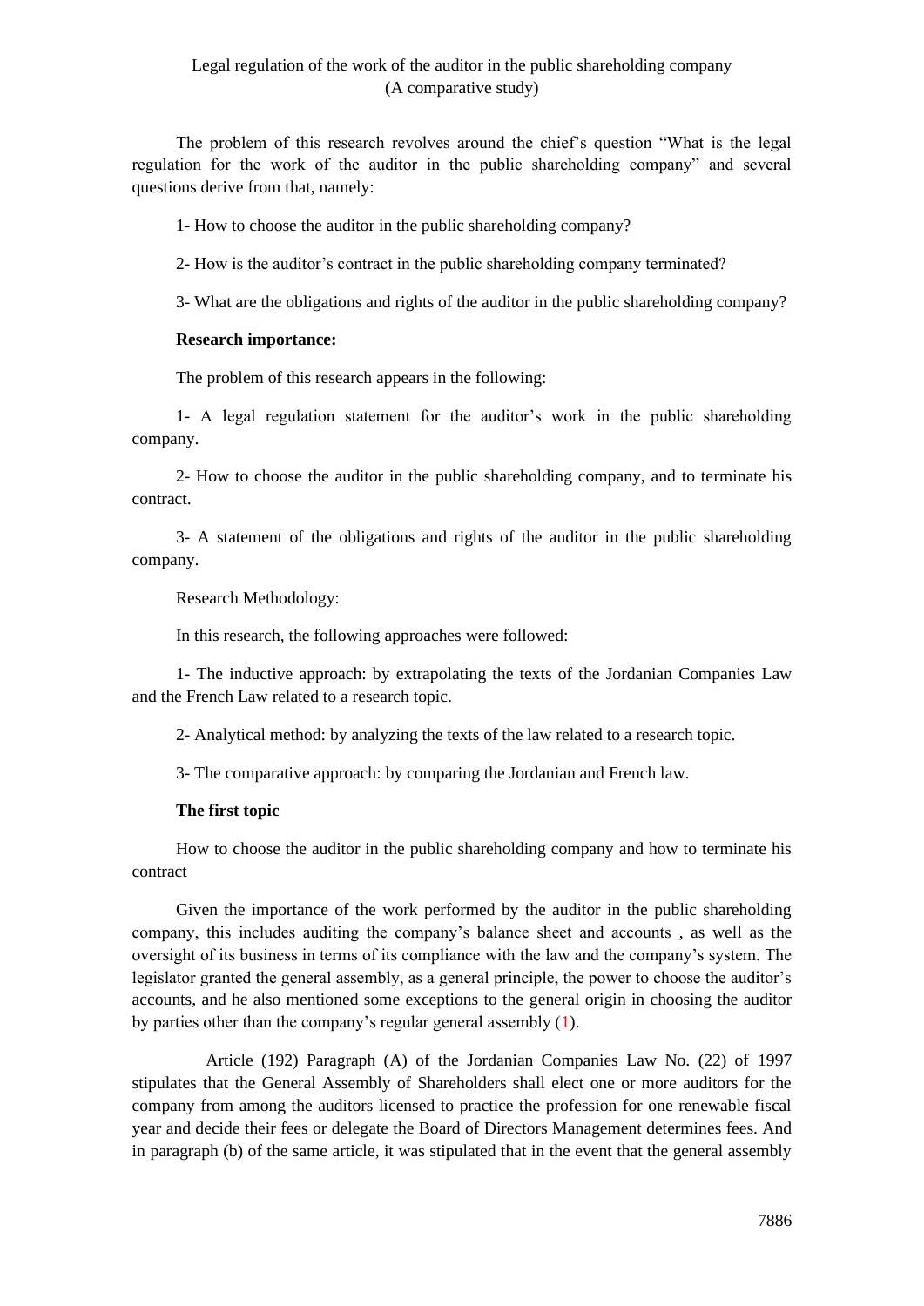Legal regulation of the work of the auditor in the public shareholding company (A comparative study)

The problem of this research revolves around the chief's question "What is the legal regulation for the work of the auditor in the public shareholding company" and several questions derive from that, namely:

1- How to choose the auditor in the public shareholding company?

2- How is the auditor's contract in the public shareholding company terminated?

3- What are the obligations and rights of the auditor in the public shareholding company?

**Research importance:**

The problem of this research appears in the following:

1- A legal regulation statement for the auditor's work in the public shareholding company.

2- How to choose the auditor in the public shareholding company, and to terminate his contract.

3- A statement of the obligations and rights of the auditor in the public shareholding company.

Research Methodology:

In this research, the following approaches were followed:

1- The inductive approach: by extrapolating the texts of the Jordanian Companies Law and the French Law related to a research topic.

2- Analytical method: by analyzing the texts of the law related to a research topic.

3- The comparative approach: by comparing the Jordanian and French law.

**The first topic**

How to choose the auditor in the public shareholding company and how to terminate his contract

Given the importance of the work performed by the auditor in the public shareholding company, this includes auditing the company's balance sheet and accounts , as well as the oversight of its business in terms of its compliance with the law and the company's system. The legislator granted the general assembly, as a general principle, the power to choose the auditor's accounts, and he also mentioned some exceptions to the general origin in choosing the auditor by parties other than the company's regular general assembly (1).

Article (192) Paragraph (A) of the Jordanian Companies Law No. (22) of 1997 stipulates that the General Assembly of Shareholders shall elect one or more auditors for the company from among the auditors licensed to practice the profession for one renewable fiscal year and decide their fees or delegate the Board of Directors Management determines fees. And in paragraph (b) of the same article, it was stipulated that in the event that the general assembly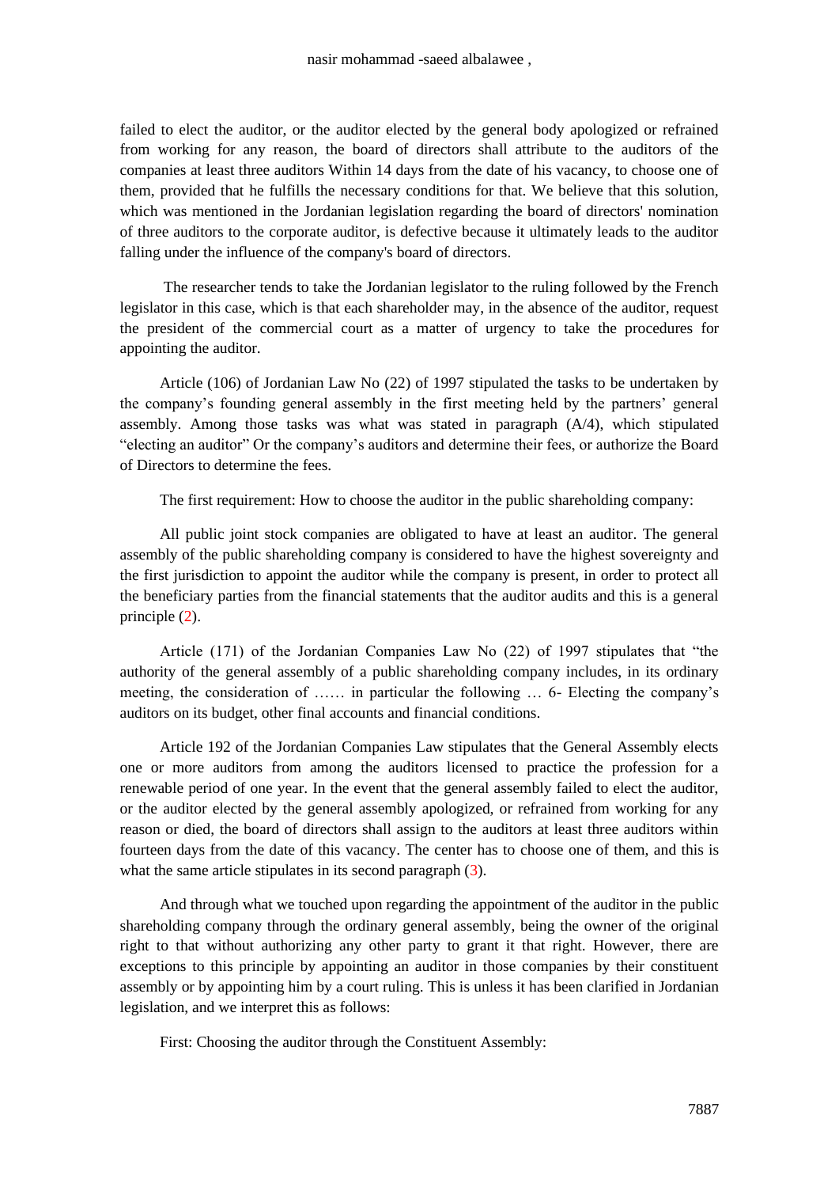failed to elect the auditor, or the auditor elected by the general body apologized or refrained from working for any reason, the board of directors shall attribute to the auditors of the companies at least three auditors Within 14 days from the date of his vacancy, to choose one of them, provided that he fulfills the necessary conditions for that. We believe that this solution, which was mentioned in the Jordanian legislation regarding the board of directors' nomination of three auditors to the corporate auditor, is defective because it ultimately leads to the auditor falling under the influence of the company's board of directors.

The researcher tends to take the Jordanian legislator to the ruling followed by the French legislator in this case, which is that each shareholder may, in the absence of the auditor, request the president of the commercial court as a matter of urgency to take the procedures for appointing the auditor.

Article (106) of Jordanian Law No (22) of 1997 stipulated the tasks to be undertaken by the company's founding general assembly in the first meeting held by the partners' general assembly. Among those tasks was what was stated in paragraph (A/4), which stipulated "electing an auditor" Or the company's auditors and determine their fees, or authorize the Board of Directors to determine the fees.

The first requirement: How to choose the auditor in the public shareholding company:

All public joint stock companies are obligated to have at least an auditor. The general assembly of the public shareholding company is considered to have the highest sovereignty and the first jurisdiction to appoint the auditor while the company is present, in order to protect all the beneficiary parties from the financial statements that the auditor audits and this is a general principle (2).

Article (171) of the Jordanian Companies Law No (22) of 1997 stipulates that "the authority of the general assembly of a public shareholding company includes, in its ordinary meeting, the consideration of …… in particular the following … 6- Electing the company's auditors on its budget, other final accounts and financial conditions.

Article 192 of the Jordanian Companies Law stipulates that the General Assembly elects one or more auditors from among the auditors licensed to practice the profession for a renewable period of one year. In the event that the general assembly failed to elect the auditor, or the auditor elected by the general assembly apologized, or refrained from working for any reason or died, the board of directors shall assign to the auditors at least three auditors within fourteen days from the date of this vacancy. The center has to choose one of them, and this is what the same article stipulates in its second paragraph (3).

And through what we touched upon regarding the appointment of the auditor in the public shareholding company through the ordinary general assembly, being the owner of the original right to that without authorizing any other party to grant it that right. However, there are exceptions to this principle by appointing an auditor in those companies by their constituent assembly or by appointing him by a court ruling. This is unless it has been clarified in Jordanian legislation, and we interpret this as follows:

First: Choosing the auditor through the Constituent Assembly: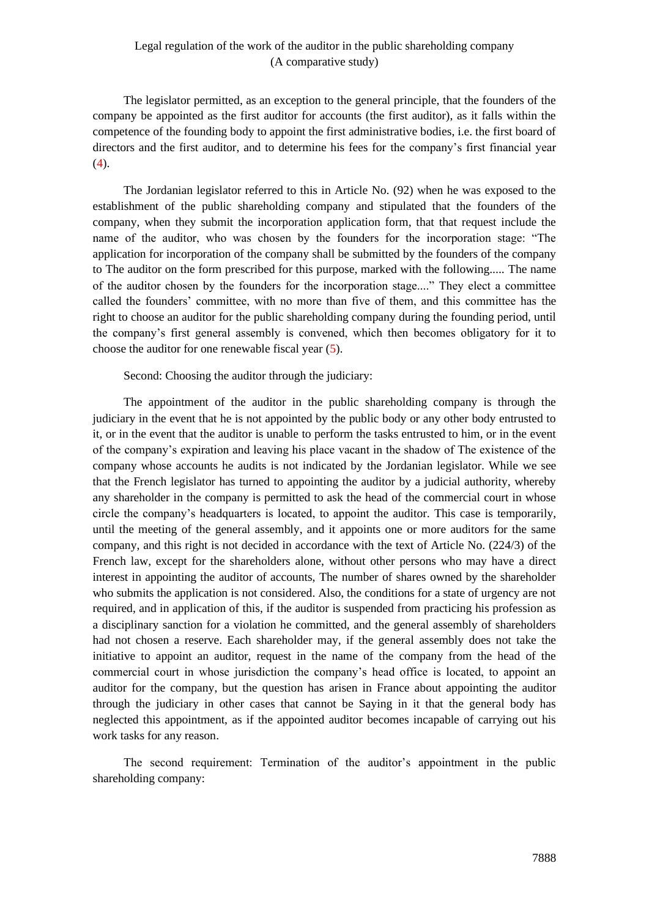The legislator permitted, as an exception to the general principle, that the founders of the company be appointed as the first auditor for accounts (the first auditor), as it falls within the competence of the founding body to appoint the first administrative bodies, i.e. the first board of directors and the first auditor, and to determine his fees for the company's first financial year (4).

The Jordanian legislator referred to this in Article No. (92) when he was exposed to the establishment of the public shareholding company and stipulated that the founders of the company, when they submit the incorporation application form, that that request include the name of the auditor, who was chosen by the founders for the incorporation stage: "The application for incorporation of the company shall be submitted by the founders of the company to The auditor on the form prescribed for this purpose, marked with the following..... The name of the auditor chosen by the founders for the incorporation stage...." They elect a committee called the founders' committee, with no more than five of them, and this committee has the right to choose an auditor for the public shareholding company during the founding period, until the company's first general assembly is convened, which then becomes obligatory for it to choose the auditor for one renewable fiscal year (5).

Second: Choosing the auditor through the judiciary:

The appointment of the auditor in the public shareholding company is through the judiciary in the event that he is not appointed by the public body or any other body entrusted to it, or in the event that the auditor is unable to perform the tasks entrusted to him, or in the event of the company's expiration and leaving his place vacant in the shadow of The existence of the company whose accounts he audits is not indicated by the Jordanian legislator. While we see that the French legislator has turned to appointing the auditor by a judicial authority, whereby any shareholder in the company is permitted to ask the head of the commercial court in whose circle the company's headquarters is located, to appoint the auditor. This case is temporarily, until the meeting of the general assembly, and it appoints one or more auditors for the same company, and this right is not decided in accordance with the text of Article No. (224/3) of the French law, except for the shareholders alone, without other persons who may have a direct interest in appointing the auditor of accounts, The number of shares owned by the shareholder who submits the application is not considered. Also, the conditions for a state of urgency are not required, and in application of this, if the auditor is suspended from practicing his profession as a disciplinary sanction for a violation he committed, and the general assembly of shareholders had not chosen a reserve. Each shareholder may, if the general assembly does not take the initiative to appoint an auditor, request in the name of the company from the head of the commercial court in whose jurisdiction the company's head office is located, to appoint an auditor for the company, but the question has arisen in France about appointing the auditor through the judiciary in other cases that cannot be Saying in it that the general body has neglected this appointment, as if the appointed auditor becomes incapable of carrying out his work tasks for any reason.

The second requirement: Termination of the auditor's appointment in the public shareholding company: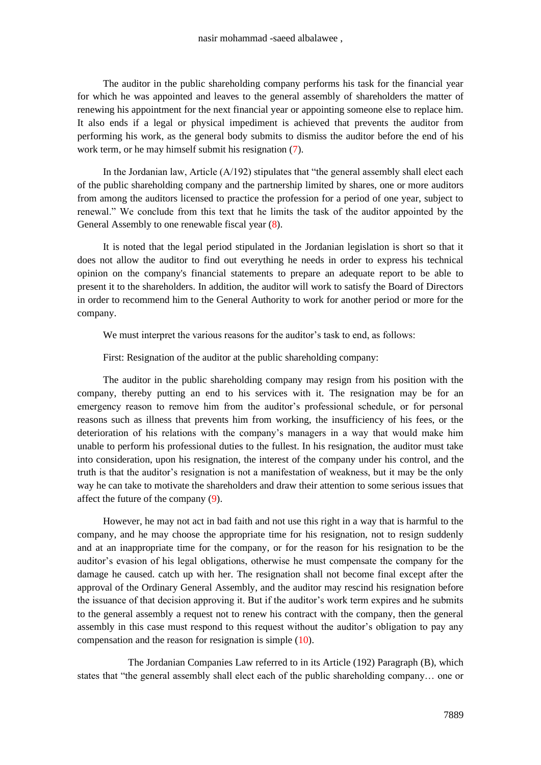The auditor in the public shareholding company performs his task for the financial year for which he was appointed and leaves to the general assembly of shareholders the matter of renewing his appointment for the next financial year or appointing someone else to replace him. It also ends if a legal or physical impediment is achieved that prevents the auditor from performing his work, as the general body submits to dismiss the auditor before the end of his work term, or he may himself submit his resignation (7).

In the Jordanian law, Article (A/192) stipulates that "the general assembly shall elect each of the public shareholding company and the partnership limited by shares, one or more auditors from among the auditors licensed to practice the profession for a period of one year, subject to renewal." We conclude from this text that he limits the task of the auditor appointed by the General Assembly to one renewable fiscal year (8).

It is noted that the legal period stipulated in the Jordanian legislation is short so that it does not allow the auditor to find out everything he needs in order to express his technical opinion on the company's financial statements to prepare an adequate report to be able to present it to the shareholders. In addition, the auditor will work to satisfy the Board of Directors in order to recommend him to the General Authority to work for another period or more for the company.

We must interpret the various reasons for the auditor's task to end, as follows:

First: Resignation of the auditor at the public shareholding company:

The auditor in the public shareholding company may resign from his position with the company, thereby putting an end to his services with it. The resignation may be for an emergency reason to remove him from the auditor's professional schedule, or for personal reasons such as illness that prevents him from working, the insufficiency of his fees, or the deterioration of his relations with the company's managers in a way that would make him unable to perform his professional duties to the fullest. In his resignation, the auditor must take into consideration, upon his resignation, the interest of the company under his control, and the truth is that the auditor's resignation is not a manifestation of weakness, but it may be the only way he can take to motivate the shareholders and draw their attention to some serious issues that affect the future of the company (9).

However, he may not act in bad faith and not use this right in a way that is harmful to the company, and he may choose the appropriate time for his resignation, not to resign suddenly and at an inappropriate time for the company, or for the reason for his resignation to be the auditor's evasion of his legal obligations, otherwise he must compensate the company for the damage he caused. catch up with her. The resignation shall not become final except after the approval of the Ordinary General Assembly, and the auditor may rescind his resignation before the issuance of that decision approving it. But if the auditor's work term expires and he submits to the general assembly a request not to renew his contract with the company, then the general assembly in this case must respond to this request without the auditor's obligation to pay any compensation and the reason for resignation is simple (10).

The Jordanian Companies Law referred to in its Article (192) Paragraph (B), which states that "the general assembly shall elect each of the public shareholding company… one or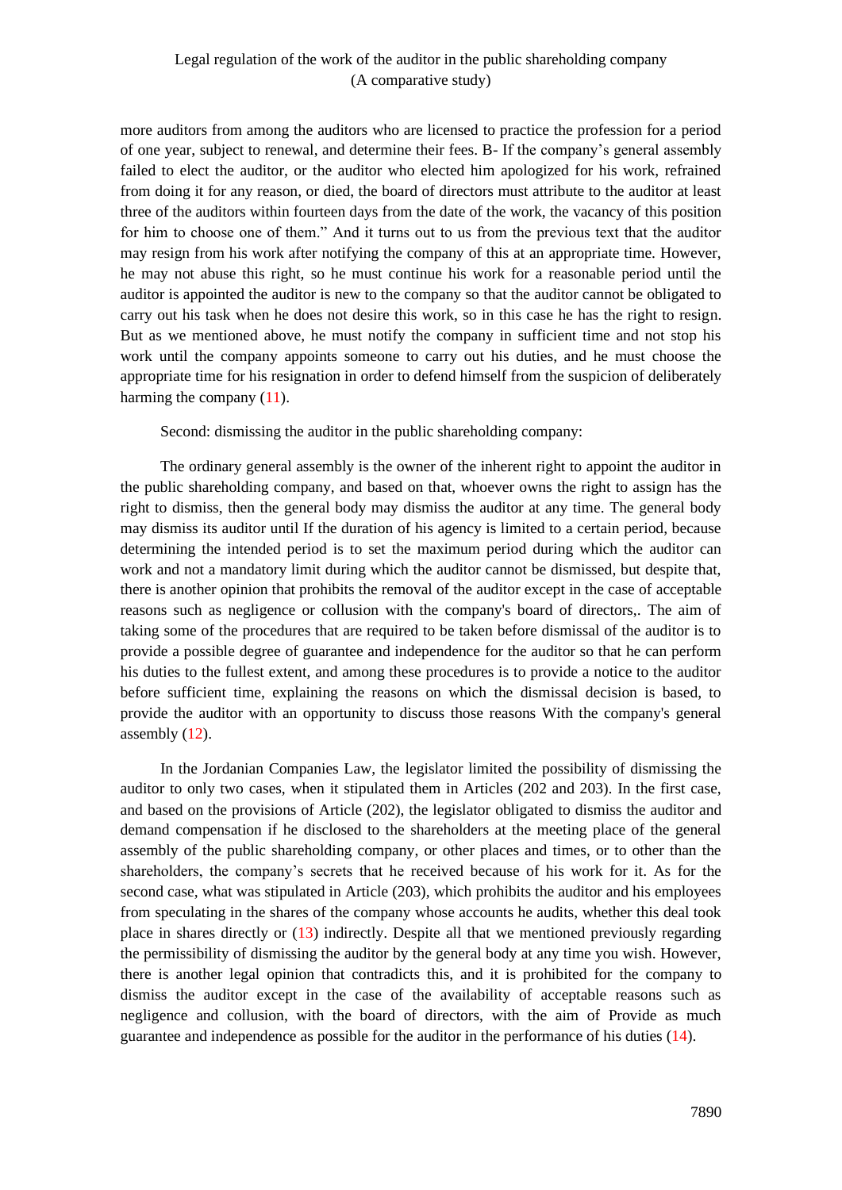more auditors from among the auditors who are licensed to practice the profession for a period of one year, subject to renewal, and determine their fees. B- If the company's general assembly failed to elect the auditor, or the auditor who elected him apologized for his work, refrained from doing it for any reason, or died, the board of directors must attribute to the auditor at least three of the auditors within fourteen days from the date of the work, the vacancy of this position for him to choose one of them." And it turns out to us from the previous text that the auditor may resign from his work after notifying the company of this at an appropriate time. However, he may not abuse this right, so he must continue his work for a reasonable period until the auditor is appointed the auditor is new to the company so that the auditor cannot be obligated to carry out his task when he does not desire this work, so in this case he has the right to resign. But as we mentioned above, he must notify the company in sufficient time and not stop his work until the company appoints someone to carry out his duties, and he must choose the appropriate time for his resignation in order to defend himself from the suspicion of deliberately harming the company (11).

Second: dismissing the auditor in the public shareholding company:

The ordinary general assembly is the owner of the inherent right to appoint the auditor in the public shareholding company, and based on that, whoever owns the right to assign has the right to dismiss, then the general body may dismiss the auditor at any time. The general body may dismiss its auditor until If the duration of his agency is limited to a certain period, because determining the intended period is to set the maximum period during which the auditor can work and not a mandatory limit during which the auditor cannot be dismissed, but despite that, there is another opinion that prohibits the removal of the auditor except in the case of acceptable reasons such as negligence or collusion with the company's board of directors,. The aim of taking some of the procedures that are required to be taken before dismissal of the auditor is to provide a possible degree of guarantee and independence for the auditor so that he can perform his duties to the fullest extent, and among these procedures is to provide a notice to the auditor before sufficient time, explaining the reasons on which the dismissal decision is based, to provide the auditor with an opportunity to discuss those reasons With the company's general assembly (12).

In the Jordanian Companies Law, the legislator limited the possibility of dismissing the auditor to only two cases, when it stipulated them in Articles (202 and 203). In the first case, and based on the provisions of Article (202), the legislator obligated to dismiss the auditor and demand compensation if he disclosed to the shareholders at the meeting place of the general assembly of the public shareholding company, or other places and times, or to other than the shareholders, the company's secrets that he received because of his work for it. As for the second case, what was stipulated in Article (203), which prohibits the auditor and his employees from speculating in the shares of the company whose accounts he audits, whether this deal took place in shares directly or (13) indirectly. Despite all that we mentioned previously regarding the permissibility of dismissing the auditor by the general body at any time you wish. However, there is another legal opinion that contradicts this, and it is prohibited for the company to dismiss the auditor except in the case of the availability of acceptable reasons such as negligence and collusion, with the board of directors, with the aim of Provide as much guarantee and independence as possible for the auditor in the performance of his duties (14).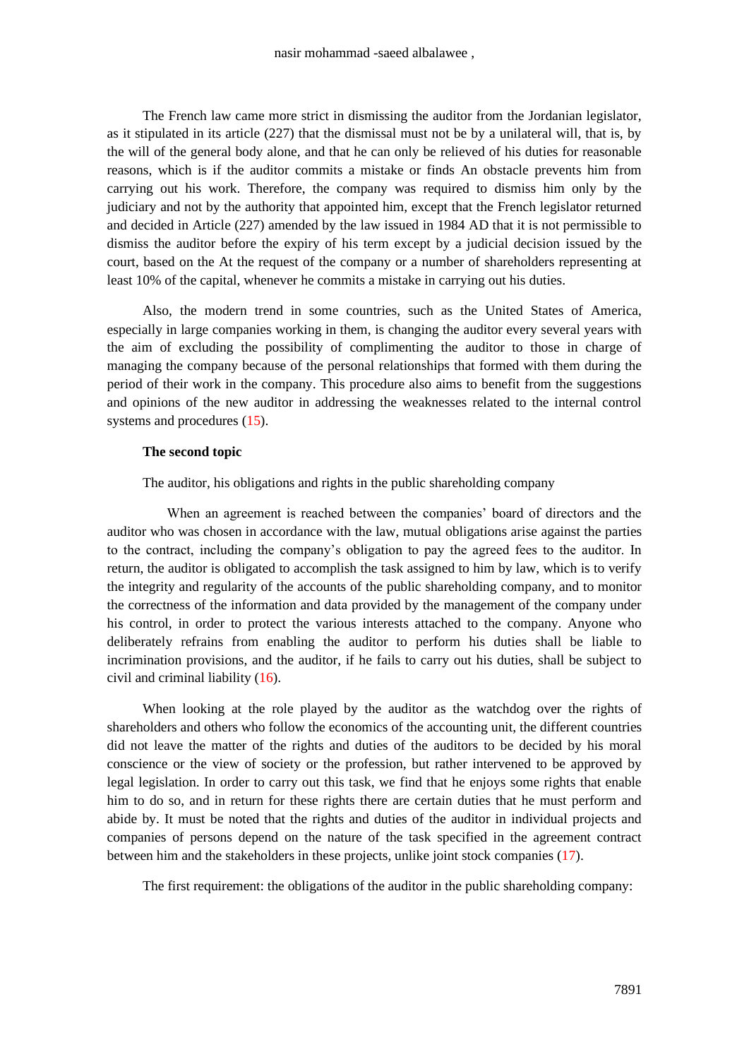The French law came more strict in dismissing the auditor from the Jordanian legislator, as it stipulated in its article (227) that the dismissal must not be by a unilateral will, that is, by the will of the general body alone, and that he can only be relieved of his duties for reasonable reasons, which is if the auditor commits a mistake or finds An obstacle prevents him from carrying out his work. Therefore, the company was required to dismiss him only by the judiciary and not by the authority that appointed him, except that the French legislator returned and decided in Article (227) amended by the law issued in 1984 AD that it is not permissible to dismiss the auditor before the expiry of his term except by a judicial decision issued by the court, based on the At the request of the company or a number of shareholders representing at least 10% of the capital, whenever he commits a mistake in carrying out his duties.

Also, the modern trend in some countries, such as the United States of America, especially in large companies working in them, is changing the auditor every several years with the aim of excluding the possibility of complimenting the auditor to those in charge of managing the company because of the personal relationships that formed with them during the period of their work in the company. This procedure also aims to benefit from the suggestions and opinions of the new auditor in addressing the weaknesses related to the internal control systems and procedures (15).

**The second topic**

The auditor, his obligations and rights in the public shareholding company

When an agreement is reached between the companies' board of directors and the auditor who was chosen in accordance with the law, mutual obligations arise against the parties to the contract, including the company's obligation to pay the agreed fees to the auditor. In return, the auditor is obligated to accomplish the task assigned to him by law, which is to verify the integrity and regularity of the accounts of the public shareholding company, and to monitor the correctness of the information and data provided by the management of the company under his control, in order to protect the various interests attached to the company. Anyone who deliberately refrains from enabling the auditor to perform his duties shall be liable to incrimination provisions, and the auditor, if he fails to carry out his duties, shall be subject to civil and criminal liability (16).

When looking at the role played by the auditor as the watchdog over the rights of shareholders and others who follow the economics of the accounting unit, the different countries did not leave the matter of the rights and duties of the auditors to be decided by his moral conscience or the view of society or the profession, but rather intervened to be approved by legal legislation. In order to carry out this task, we find that he enjoys some rights that enable him to do so, and in return for these rights there are certain duties that he must perform and abide by. It must be noted that the rights and duties of the auditor in individual projects and companies of persons depend on the nature of the task specified in the agreement contract between him and the stakeholders in these projects, unlike joint stock companies (17).

The first requirement: the obligations of the auditor in the public shareholding company: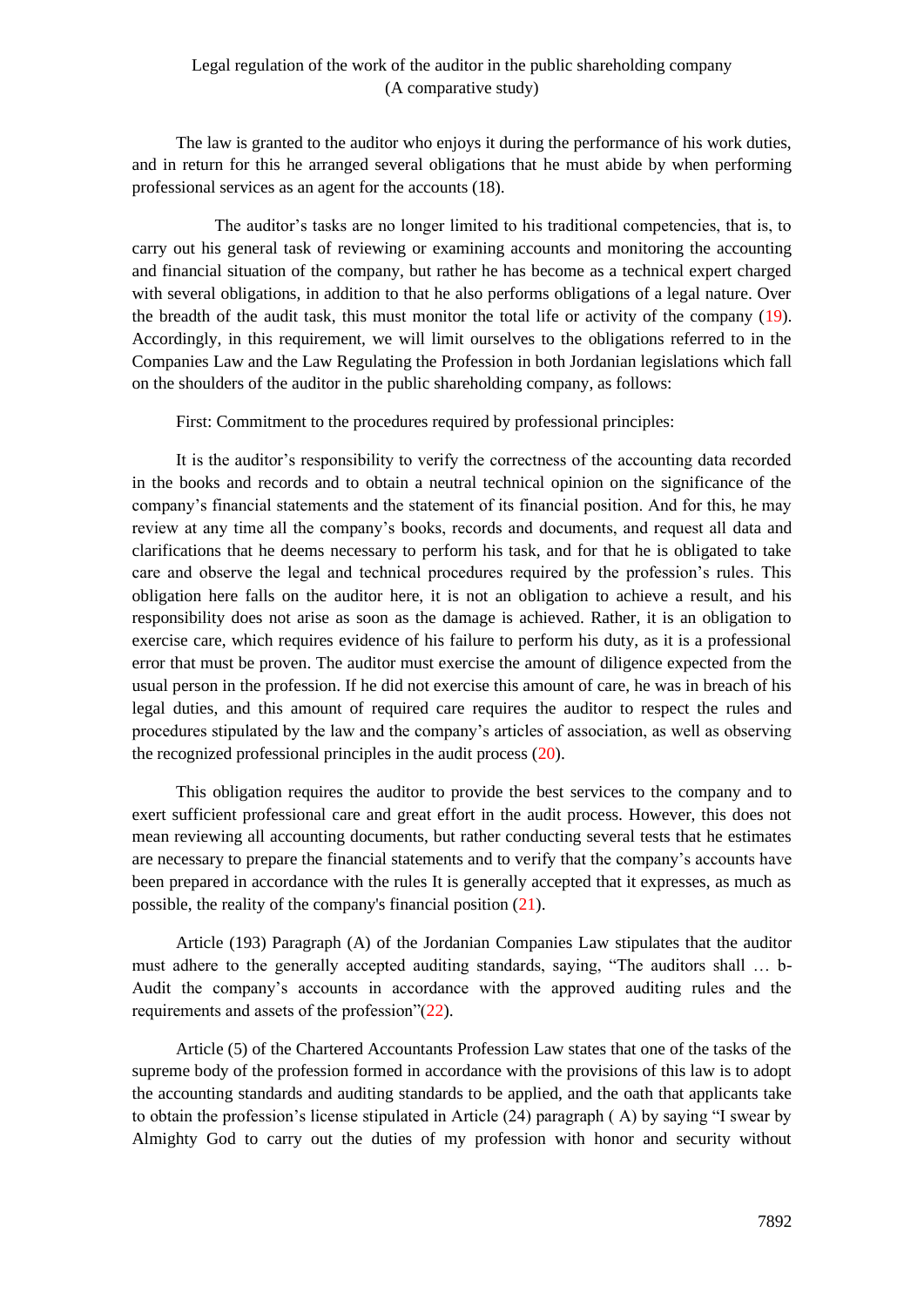The law is granted to the auditor who enjoys it during the performance of his work duties, and in return for this he arranged several obligations that he must abide by when performing professional services as an agent for the accounts (18).

The auditor's tasks are no longer limited to his traditional competencies, that is, to carry out his general task of reviewing or examining accounts and monitoring the accounting and financial situation of the company, but rather he has become as a technical expert charged with several obligations, in addition to that he also performs obligations of a legal nature. Over the breadth of the audit task, this must monitor the total life or activity of the company (19). Accordingly, in this requirement, we will limit ourselves to the obligations referred to in the Companies Law and the Law Regulating the Profession in both Jordanian legislations which fall on the shoulders of the auditor in the public shareholding company, as follows:

First: Commitment to the procedures required by professional principles:

It is the auditor's responsibility to verify the correctness of the accounting data recorded in the books and records and to obtain a neutral technical opinion on the significance of the company's financial statements and the statement of its financial position. And for this, he may review at any time all the company's books, records and documents, and request all data and clarifications that he deems necessary to perform his task, and for that he is obligated to take care and observe the legal and technical procedures required by the profession's rules. This obligation here falls on the auditor here, it is not an obligation to achieve a result, and his responsibility does not arise as soon as the damage is achieved. Rather, it is an obligation to exercise care, which requires evidence of his failure to perform his duty, as it is a professional error that must be proven. The auditor must exercise the amount of diligence expected from the usual person in the profession. If he did not exercise this amount of care, he was in breach of his legal duties, and this amount of required care requires the auditor to respect the rules and procedures stipulated by the law and the company's articles of association, as well as observing the recognized professional principles in the audit process (20).

This obligation requires the auditor to provide the best services to the company and to exert sufficient professional care and great effort in the audit process. However, this does not mean reviewing all accounting documents, but rather conducting several tests that he estimates are necessary to prepare the financial statements and to verify that the company's accounts have been prepared in accordance with the rules It is generally accepted that it expresses, as much as possible, the reality of the company's financial position (21).

Article (193) Paragraph (A) of the Jordanian Companies Law stipulates that the auditor must adhere to the generally accepted auditing standards, saying, "The auditors shall … b- Audit the company's accounts in accordance with the approved auditing rules and the requirements and assets of the profession"(22).

Article (5) of the Chartered Accountants Profession Law states that one of the tasks of the supreme body of the profession formed in accordance with the provisions of this law is to adopt the accounting standards and auditing standards to be applied, and the oath that applicants take to obtain the profession's license stipulated in Article (24) paragraph ( A) by saying "I swear by Almighty God to carry out the duties of my profession with honor and security without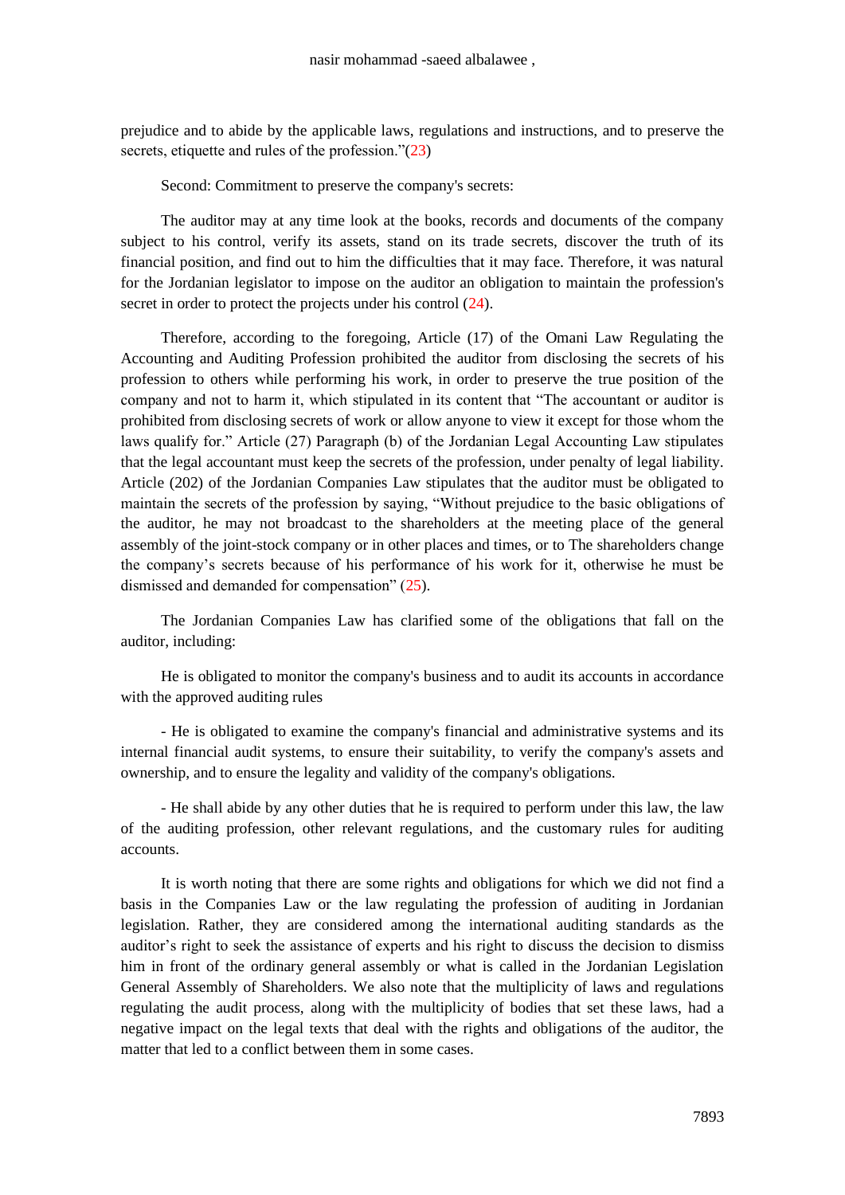prejudice and to abide by the applicable laws, regulations and instructions, and to preserve the secrets, etiquette and rules of the profession."(23)

Second: Commitment to preserve the company's secrets:

The auditor may at any time look at the books, records and documents of the company subject to his control, verify its assets, stand on its trade secrets, discover the truth of its financial position, and find out to him the difficulties that it may face. Therefore, it was natural for the Jordanian legislator to impose on the auditor an obligation to maintain the profession's secret in order to protect the projects under his control (24).

Therefore, according to the foregoing, Article (17) of the Omani Law Regulating the Accounting and Auditing Profession prohibited the auditor from disclosing the secrets of his profession to others while performing his work, in order to preserve the true position of the company and not to harm it, which stipulated in its content that "The accountant or auditor is prohibited from disclosing secrets of work or allow anyone to view it except for those whom the laws qualify for." Article (27) Paragraph (b) of the Jordanian Legal Accounting Law stipulates that the legal accountant must keep the secrets of the profession, under penalty of legal liability. Article (202) of the Jordanian Companies Law stipulates that the auditor must be obligated to maintain the secrets of the profession by saying, "Without prejudice to the basic obligations of the auditor, he may not broadcast to the shareholders at the meeting place of the general assembly of the joint-stock company or in other places and times, or to The shareholders change the company's secrets because of his performance of his work for it, otherwise he must be dismissed and demanded for compensation" (25).

The Jordanian Companies Law has clarified some of the obligations that fall on the auditor, including:

He is obligated to monitor the company's business and to audit its accounts in accordance with the approved auditing rules

- He is obligated to examine the company's financial and administrative systems and its internal financial audit systems, to ensure their suitability, to verify the company's assets and ownership, and to ensure the legality and validity of the company's obligations.

- He shall abide by any other duties that he is required to perform under this law, the law of the auditing profession, other relevant regulations, and the customary rules for auditing accounts.

It is worth noting that there are some rights and obligations for which we did not find a basis in the Companies Law or the law regulating the profession of auditing in Jordanian legislation. Rather, they are considered among the international auditing standards as the auditor's right to seek the assistance of experts and his right to discuss the decision to dismiss him in front of the ordinary general assembly or what is called in the Jordanian Legislation General Assembly of Shareholders. We also note that the multiplicity of laws and regulations regulating the audit process, along with the multiplicity of bodies that set these laws, had a negative impact on the legal texts that deal with the rights and obligations of the auditor, the matter that led to a conflict between them in some cases.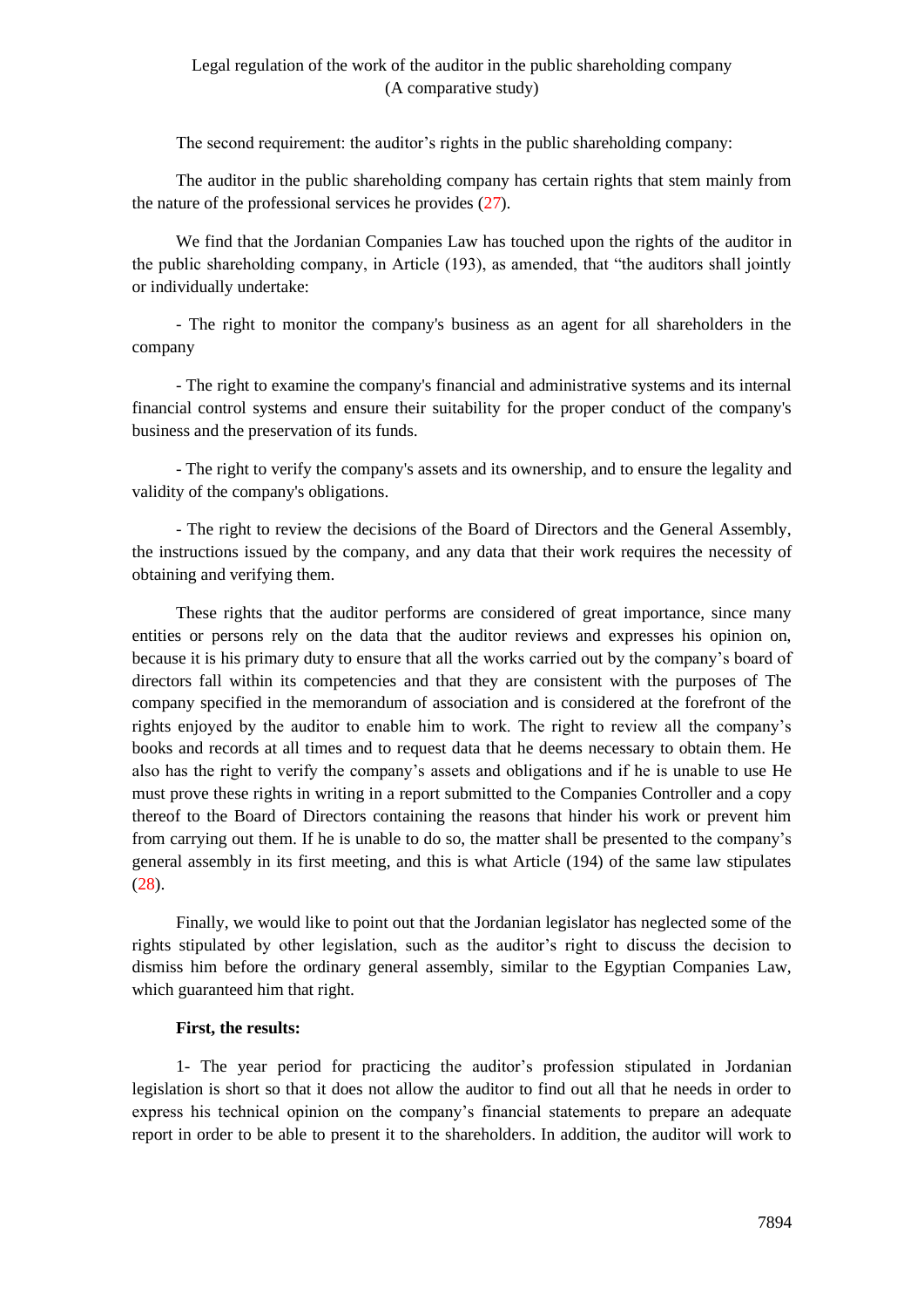The second requirement: the auditor's rights in the public shareholding company:

The auditor in the public shareholding company has certain rights that stem mainly from the nature of the professional services he provides (27).

We find that the Jordanian Companies Law has touched upon the rights of the auditor in the public shareholding company, in Article (193), as amended, that "the auditors shall jointly or individually undertake:

- The right to monitor the company's business as an agent for all shareholders in the company

- The right to examine the company's financial and administrative systems and its internal financial control systems and ensure their suitability for the proper conduct of the company's business and the preservation of its funds.

- The right to verify the company's assets and its ownership, and to ensure the legality and validity of the company's obligations.

- The right to review the decisions of the Board of Directors and the General Assembly, the instructions issued by the company, and any data that their work requires the necessity of obtaining and verifying them.

These rights that the auditor performs are considered of great importance, since many entities or persons rely on the data that the auditor reviews and expresses his opinion on, because it is his primary duty to ensure that all the works carried out by the company's board of directors fall within its competencies and that they are consistent with the purposes of The company specified in the memorandum of association and is considered at the forefront of the rights enjoyed by the auditor to enable him to work. The right to review all the company's books and records at all times and to request data that he deems necessary to obtain them. He also has the right to verify the company's assets and obligations and if he is unable to use He must prove these rights in writing in a report submitted to the Companies Controller and a copy thereof to the Board of Directors containing the reasons that hinder his work or prevent him from carrying out them. If he is unable to do so, the matter shall be presented to the company's general assembly in its first meeting, and this is what Article (194) of the same law stipulates (28).

Finally, we would like to point out that the Jordanian legislator has neglected some of the rights stipulated by other legislation, such as the auditor's right to discuss the decision to dismiss him before the ordinary general assembly, similar to the Egyptian Companies Law, which guaranteed him that right.

**First, the results:**

1- The year period for practicing the auditor's profession stipulated in Jordanian legislation is short so that it does not allow the auditor to find out all that he needs in order to express his technical opinion on the company's financial statements to prepare an adequate report in order to be able to present it to the shareholders. In addition, the auditor will work to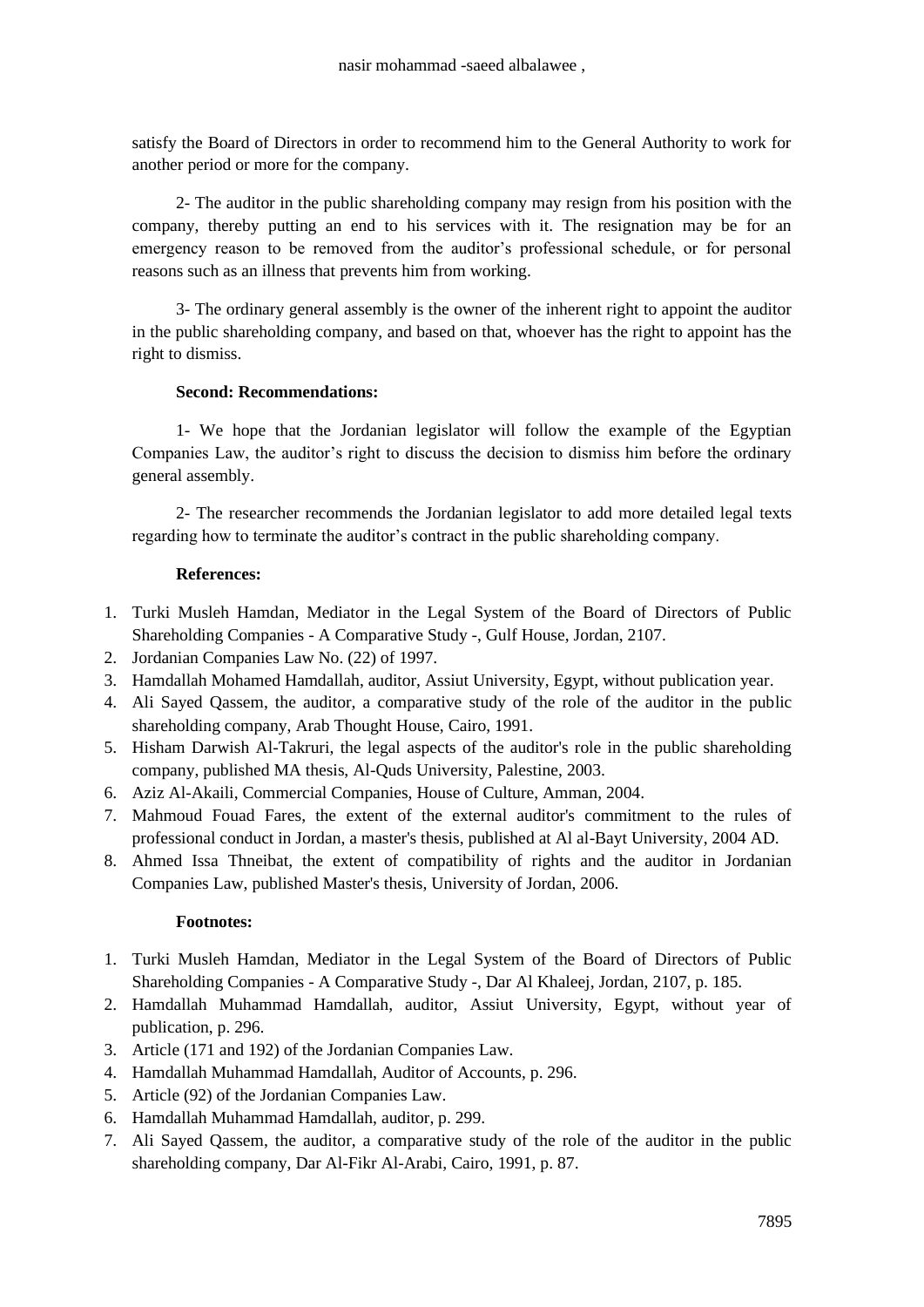satisfy the Board of Directors in order to recommend him to the General Authority to work for another period or more for the company.

2- The auditor in the public shareholding company may resign from his position with the company, thereby putting an end to his services with it. The resignation may be for an emergency reason to be removed from the auditor's professional schedule, or for personal reasons such as an illness that prevents him from working.

3- The ordinary general assembly is the owner of the inherent right to appoint the auditor in the public shareholding company, and based on that, whoever has the right to appoint has the right to dismiss.

**Second: Recommendations:**

1- We hope that the Jordanian legislator will follow the example of the Egyptian Companies Law, the auditor's right to discuss the decision to dismiss him before the ordinary general assembly.

2- The researcher recommends the Jordanian legislator to add more detailed legal texts regarding how to terminate the auditor's contract in the public shareholding company.

**References:**

1. Turki Musleh Hamdan, Mediator in the Legal System of the Board of Directors of Public Shareholding Companies - A Comparative Study -, Gulf House, Jordan, 2107.
2. Jordanian Companies Law No. (22) of 1997.
3. Hamdallah Mohamed Hamdallah, auditor, Assiut University, Egypt, without publication year.
4. Ali Sayed Qassem, the auditor, a comparative study of the role of the auditor in the public shareholding company, Arab Thought House, Cairo, 1991.
5. Hisham Darwish Al-Takruri, the legal aspects of the auditor's role in the public shareholding company, published MA thesis, Al-Quds University, Palestine, 2003.
6. Aziz Al-Akaili, Commercial Companies, House of Culture, Amman, 2004.
7. Mahmoud Fouad Fares, the extent of the external auditor's commitment to the rules of professional conduct in Jordan, a master's thesis, published at Al al-Bayt University, 2004 AD.
8. Ahmed Issa Thneibat, the extent of compatibility of rights and the auditor in Jordanian Companies Law, published Master's thesis, University of Jordan, 2006.

**Footnotes:**

1. Turki Musleh Hamdan, Mediator in the Legal System of the Board of Directors of Public Shareholding Companies - A Comparative Study -, Dar Al Khaleej, Jordan, 2107, p. 185.
2. Hamdallah Muhammad Hamdallah, auditor, Assiut University, Egypt, without year of publication, p. 296.
3. Article (171 and 192) of the Jordanian Companies Law.
4. Hamdallah Muhammad Hamdallah, Auditor of Accounts, p. 296.
5. Article (92) of the Jordanian Companies Law.
6. Hamdallah Muhammad Hamdallah, auditor, p. 299.
7. Ali Sayed Qassem, the auditor, a comparative study of the role of the auditor in the public shareholding company, Dar Al-Fikr Al-Arabi, Cairo, 1991, p. 87.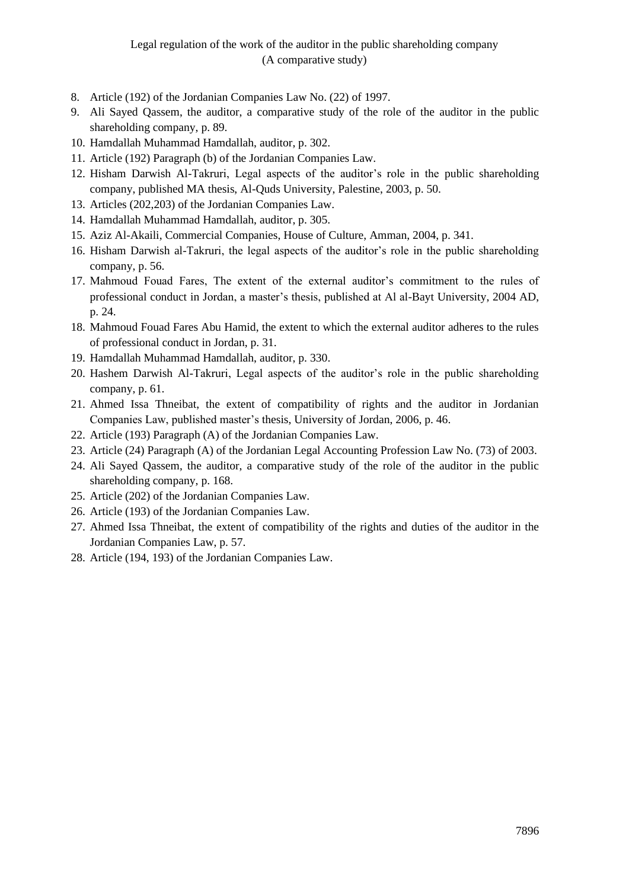8. Article (192) of the Jordanian Companies Law No. (22) of 1997.
9. Ali Sayed Qassem, the auditor, a comparative study of the role of the auditor in the public shareholding company, p. 89.
10. Hamdallah Muhammad Hamdallah, auditor, p. 302.
11. Article (192) Paragraph (b) of the Jordanian Companies Law.
12. Hisham Darwish Al-Takruri, Legal aspects of the auditor's role in the public shareholding company, published MA thesis, Al-Quds University, Palestine, 2003, p. 50.
13. Articles (202,203) of the Jordanian Companies Law.
14. Hamdallah Muhammad Hamdallah, auditor, p. 305.
15. Aziz Al-Akaili, Commercial Companies, House of Culture, Amman, 2004, p. 341.
16. Hisham Darwish al-Takruri, the legal aspects of the auditor's role in the public shareholding company, p. 56.
17. Mahmoud Fouad Fares, The extent of the external auditor's commitment to the rules of professional conduct in Jordan, a master's thesis, published at Al al-Bayt University, 2004 AD, p. 24.
18. Mahmoud Fouad Fares Abu Hamid, the extent to which the external auditor adheres to the rules of professional conduct in Jordan, p. 31.
19. Hamdallah Muhammad Hamdallah, auditor, p. 330.
20. Hashem Darwish Al-Takruri, Legal aspects of the auditor's role in the public shareholding company, p. 61.
21. Ahmed Issa Thneibat, the extent of compatibility of rights and the auditor in Jordanian Companies Law, published master's thesis, University of Jordan, 2006, p. 46.
22. Article (193) Paragraph (A) of the Jordanian Companies Law.
23. Article (24) Paragraph (A) of the Jordanian Legal Accounting Profession Law No. (73) of 2003.
24. Ali Sayed Qassem, the auditor, a comparative study of the role of the auditor in the public shareholding company, p. 168.
25. Article (202) of the Jordanian Companies Law.
26. Article (193) of the Jordanian Companies Law.
27. Ahmed Issa Thneibat, the extent of compatibility of the rights and duties of the auditor in the Jordanian Companies Law, p. 57.
28. Article (194, 193) of the Jordanian Companies Law.